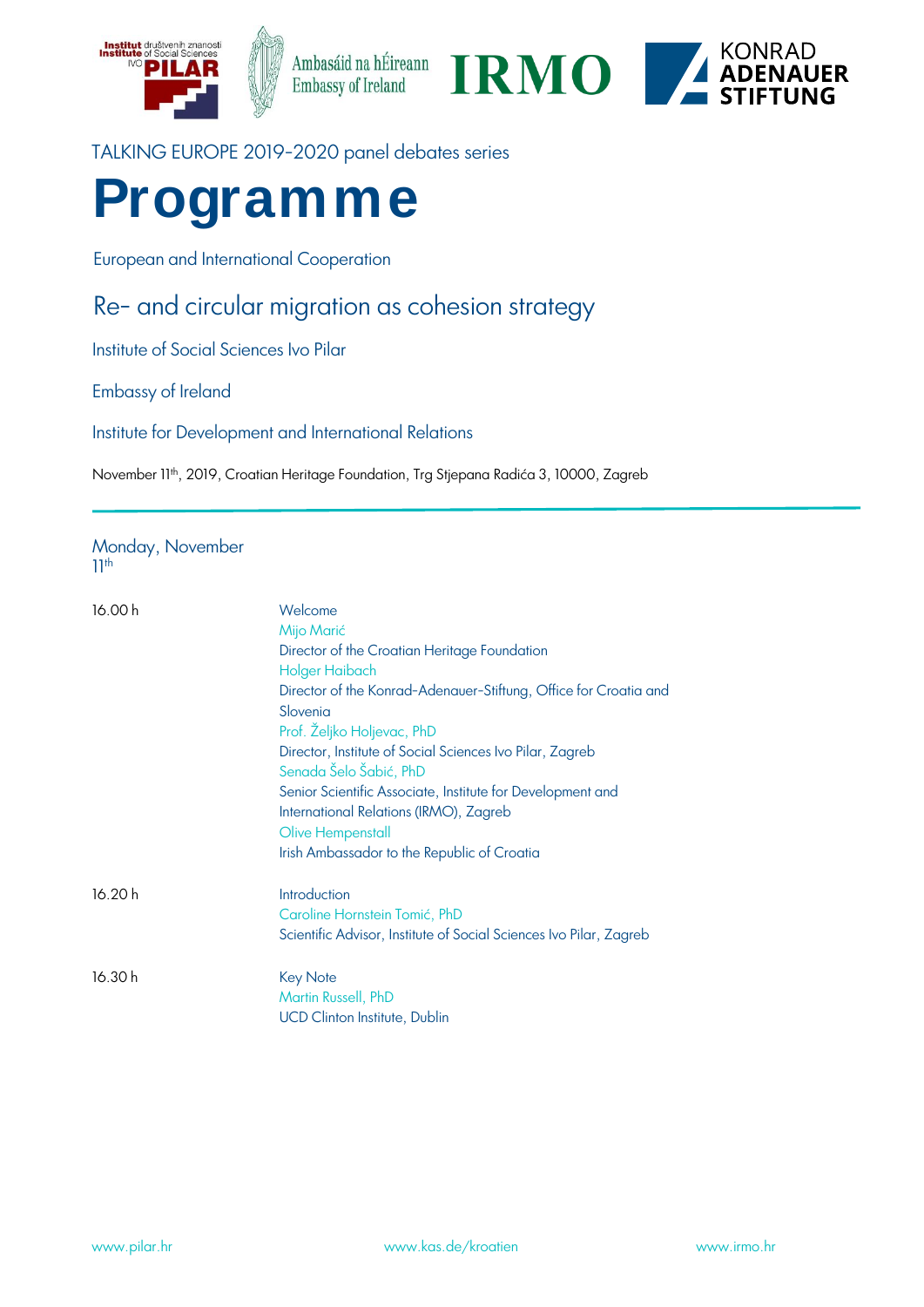TALKING EUROPE 2019-2020 panel debates series

# Programme

European and International Cooperation

## Re- and circular migration as cohesion strategy

Institute of Social Sciences Ivo Pilar

Embassy of Ireland

Institute for Development and International Relations

November 11th, 2019, Croatian Heritage Foundation, Trg Stjepana Radića 3, 10000, Zagreb

---

### Monday, November 11th

| | |
|---|---|
| 16.00 h | Welcome<br>Mijo Marić<br>Director of the Croatian Heritage Foundation<br>Holger Haibach<br>Director of the Konrad-Adenauer-Stiftung, Office for Croatia and Slovenia<br>Prof. Željko Holjevac, PhD<br>Director, Institute of Social Sciences Ivo Pilar, Zagreb<br>Senada Šelo Šabić, PhD<br>Senior Scientific Associate, Institute for Development and International Relations (IRMO), Zagreb<br>Olive Hempenstall<br>Irish Ambassador to the Republic of Croatia |
| 16.20 h | Introduction<br>Caroline Hornstein Tomić, PhD<br>Scientific Advisor, Institute of Social Sciences Ivo Pilar, Zagreb |
| 16.30 h | Key Note<br>Martin Russell, PhD<br>UCD Clinton Institute, Dublin |

www.pilar.hr www.kas.de/kroatien www.irmo.hr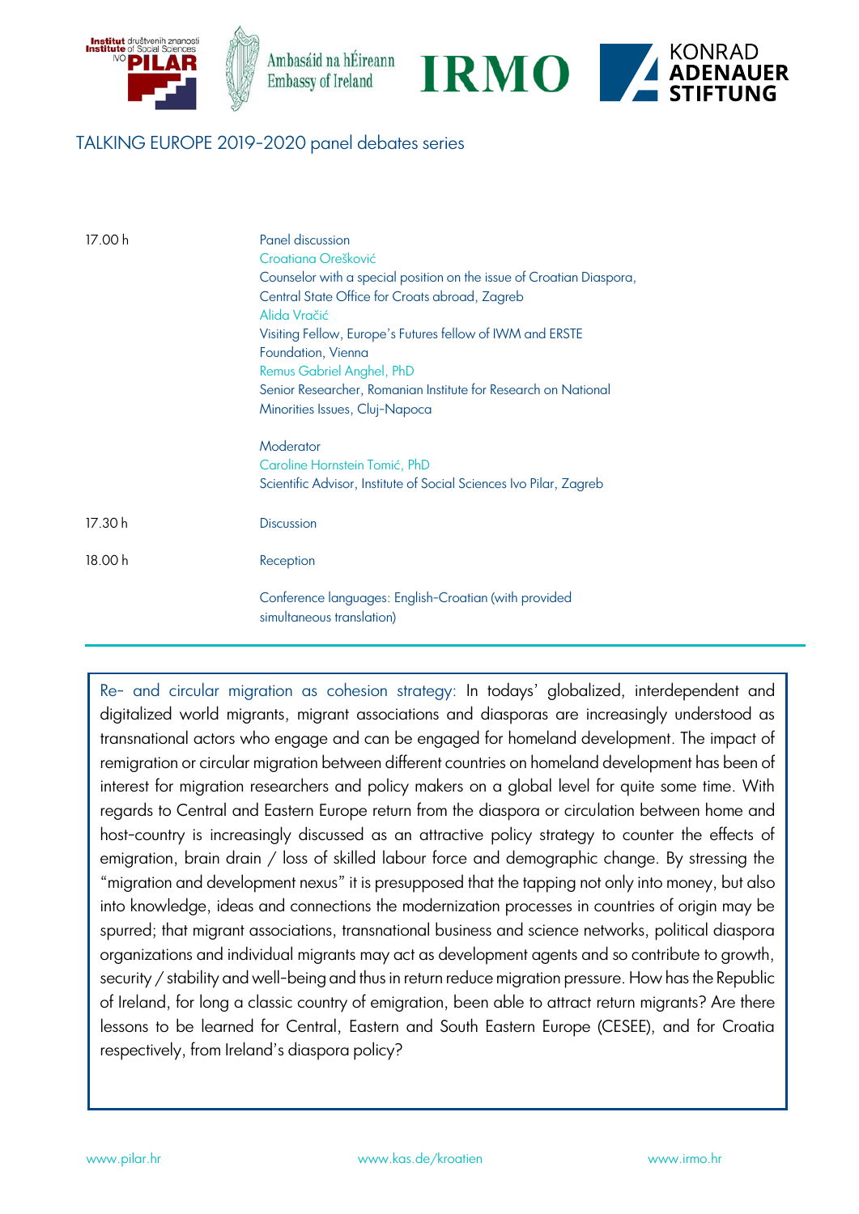TALKING EUROPE 2019-2020 panel debates series

| | |
|---|---|
| 17.00 h | Panel discussion<br>Croatiana Orešković<br>Counselor with a special position on the issue of Croatian Diaspora, Central State Office for Croats abroad, Zagreb<br>Alida Vračić<br>Visiting Fellow, Europe's Futures fellow of IWM and ERSTE Foundation, Vienna<br>Remus Gabriel Anghel, PhD<br>Senior Researcher, Romanian Institute for Research on National Minorities Issues, Cluj-Napoca<br><br>Moderator<br>Caroline Hornstein Tomić, PhD<br>Scientific Advisor, Institute of Social Sciences Ivo Pilar, Zagreb |
| 17.30 h | Discussion |
| 18.00 h | Reception |
| | Conference languages: English-Croatian (with provided simultaneous translation) |

Re- and circular migration as cohesion strategy: In todays' globalized, interdependent and digitalized world migrants, migrant associations and diasporas are increasingly understood as transnational actors who engage and can be engaged for homeland development. The impact of remigration or circular migration between different countries on homeland development has been of interest for migration researchers and policy makers on a global level for quite some time. With regards to Central and Eastern Europe return from the diaspora or circulation between home and host-country is increasingly discussed as an attractive policy strategy to counter the effects of emigration, brain drain / loss of skilled labour force and demographic change. By stressing the "migration and development nexus" it is presupposed that the tapping not only into money, but also into knowledge, ideas and connections the modernization processes in countries of origin may be spurred; that migrant associations, transnational business and science networks, political diaspora organizations and individual migrants may act as development agents and so contribute to growth, security / stability and well-being and thus in return reduce migration pressure. How has the Republic of Ireland, for long a classic country of emigration, been able to attract return migrants? Are there lessons to be learned for Central, Eastern and South Eastern Europe (CESEE), and for Croatia respectively, from Ireland's diaspora policy?

www.pilar.hr www.kas.de/kroatien www.irmo.hr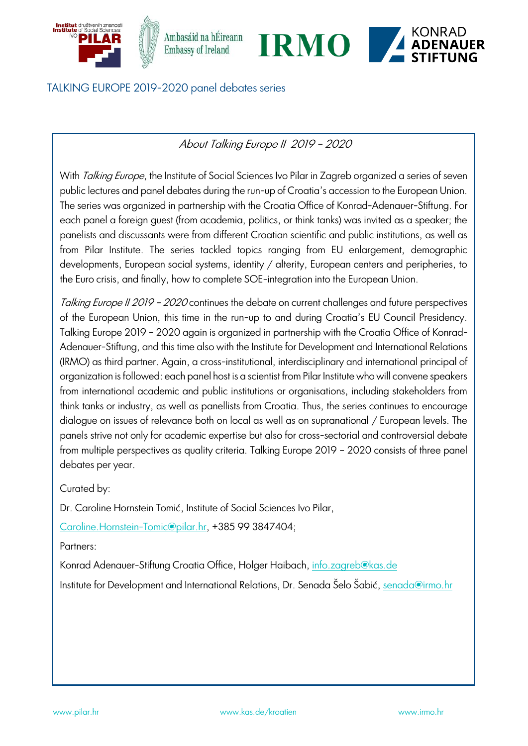TALKING EUROPE 2019-2020 panel debates series

## *About Talking Europe II 2019 – 2020*

With *Talking Europe*, the Institute of Social Sciences Ivo Pilar in Zagreb organized a series of seven public lectures and panel debates during the run-up of Croatia's accession to the European Union. The series was organized in partnership with the Croatia Office of Konrad-Adenauer-Stiftung. For each panel a foreign guest (from academia, politics, or think tanks) was invited as a speaker; the panelists and discussants were from different Croatian scientific and public institutions, as well as from Pilar Institute. The series tackled topics ranging from EU enlargement, demographic developments, European social systems, identity / alterity, European centers and peripheries, to the Euro crisis, and finally, how to complete SOE-integration into the European Union.

*Talking Europe II 2019 – 2020* continues the debate on current challenges and future perspectives of the European Union, this time in the run-up to and during Croatia's EU Council Presidency. Talking Europe 2019 – 2020 again is organized in partnership with the Croatia Office of Konrad-Adenauer-Stiftung, and this time also with the Institute for Development and International Relations (IRMO) as third partner. Again, a cross-institutional, interdisciplinary and international principal of organization is followed: each panel host is a scientist from Pilar Institute who will convene speakers from international academic and public institutions or organisations, including stakeholders from think tanks or industry, as well as panellists from Croatia. Thus, the series continues to encourage dialogue on issues of relevance both on local as well as on supranational / European levels. The panels strive not only for academic expertise but also for cross-sectorial and controversial debate from multiple perspectives as quality criteria. Talking Europe 2019 – 2020 consists of three panel debates per year.

Curated by:

Dr. Caroline Hornstein Tomić, Institute of Social Sciences Ivo Pilar,

Caroline.Hornstein-Tomic@pilar.hr, +385 99 3847404;

Partners:

Konrad Adenauer-Stiftung Croatia Office, Holger Haibach, info.zagreb@kas.de

Institute for Development and International Relations, Dr. Senada Šelo Šabić, senada@irmo.hr

www.pilar.hr www.kas.de/kroatien www.irmo.hr